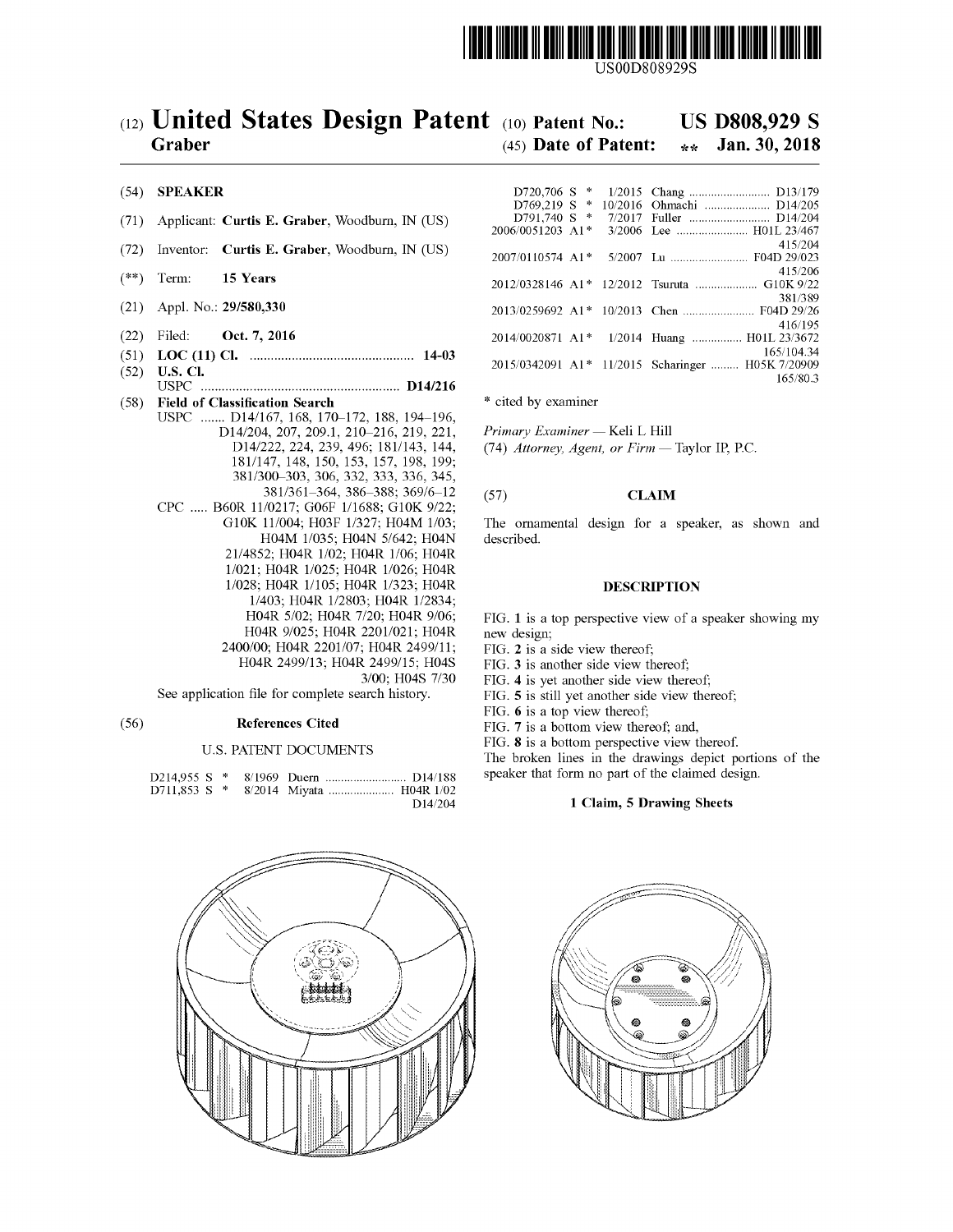US00D808929S

# (12) United States Design Patent (10) Patent No.: US D808,929 S

**Graber** (45) **Date of Patent:** ** **Jan. 30, 2018**

(54) **SPEAKER**

(71) Applicant: **Curtis E. Graber**, Woodburn, IN (US)

(72) Inventor: **Curtis E. Graber**, Woodburn, IN (US)

(**) Term: **15 Years**

(21) Appl. No.: **29/580,330**

(22) Filed: **Oct. 7, 2016**

(51) **LOC (11) Cl.** .............................................. **14-03**

(52) **U.S. Cl.**
USPC ......................................................... **D14/216**

(58) **Field of Classification Search**
USPC ....... D14/167, 168, 170–172, 188, 194–196, D14/204, 207, 209.1, 210–216, 219, 221, D14/222, 224, 239, 496; 181/143, 144, 181/147, 148, 150, 153, 157, 198, 199; 381/300–303, 306, 332, 333, 336, 345, 381/361–364, 386–388; 369/6–12
CPC ..... B60R 11/0217; G06F 1/1688; G10K 9/22; G10K 11/004; H03F 1/327; H04M 1/03; H04M 1/035; H04N 5/642; H04N 21/4852; H04R 1/02; H04R 1/06; H04R 1/021; H04R 1/025; H04R 1/026; H04R 1/028; H04R 1/105; H04R 1/323; H04R 1/403; H04R 1/2803; H04R 1/2834; H04R 5/02; H04R 7/20; H04R 9/06; H04R 9/025; H04R 2201/021; H04R 2400/00; H04R 2201/07; H04R 2499/11; H04R 2499/13; H04R 2499/15; H04S 3/00; H04S 7/30
See application file for complete search history.

(56) **References Cited**

U.S. PATENT DOCUMENTS

D214,955 S * 8/1969 Duern .......................... D14/188
D711,853 S * 8/2014 Miyata ..................... H04R 1/02 D14/204
D720,706 S * 1/2015 Chang .......................... D13/179
D769,219 S * 10/2016 Ohmachi ..................... D14/205
D791,740 S * 7/2017 Fuller .......................... D14/204
2006/0051203 A1* 3/2006 Lee ....................... H01L 23/467 415/204
2007/0110574 A1* 5/2007 Lu ......................... F04D 29/023 415/206
2012/0328146 A1* 12/2012 Tsuruta .................... G10K 9/22 381/389
2013/0259692 A1* 10/2013 Chen ....................... F04D 29/26 416/195
2014/0020871 A1* 1/2014 Huang ................ H01L 23/3672 165/104.34
2015/0342091 A1* 11/2015 Scharinger ......... H05K 7/20909 165/80.3

\* cited by examiner

*Primary Examiner* — Keli L Hill
(74) *Attorney, Agent, or Firm* — Taylor IP, P.C.

(57) **CLAIM**

The ornamental design for a speaker, as shown and described.

**DESCRIPTION**

FIG. **1** is a top perspective view of a speaker showing my new design;
FIG. **2** is a side view thereof;
FIG. **3** is another side view thereof;
FIG. **4** is yet another side view thereof;
FIG. **5** is still yet another side view thereof;
FIG. **6** is a top view thereof;
FIG. **7** is a bottom view thereof; and,
FIG. **8** is a bottom perspective view thereof.
The broken lines in the drawings depict portions of the speaker that form no part of the claimed design.

**1 Claim, 5 Drawing Sheets**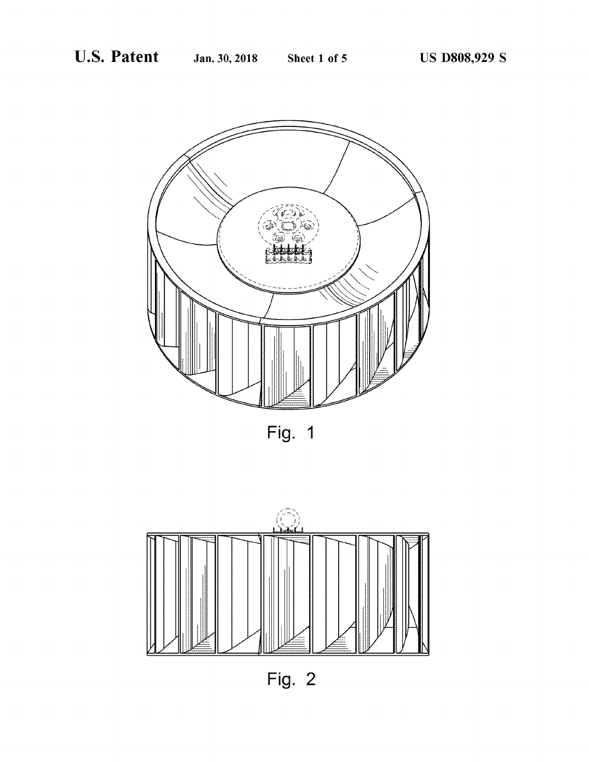Fig. 1

Fig. 2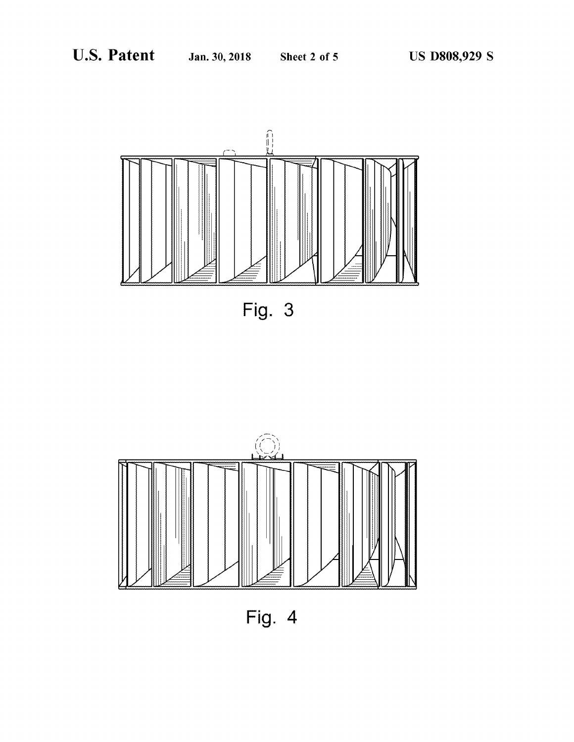Fig. 3

Fig. 4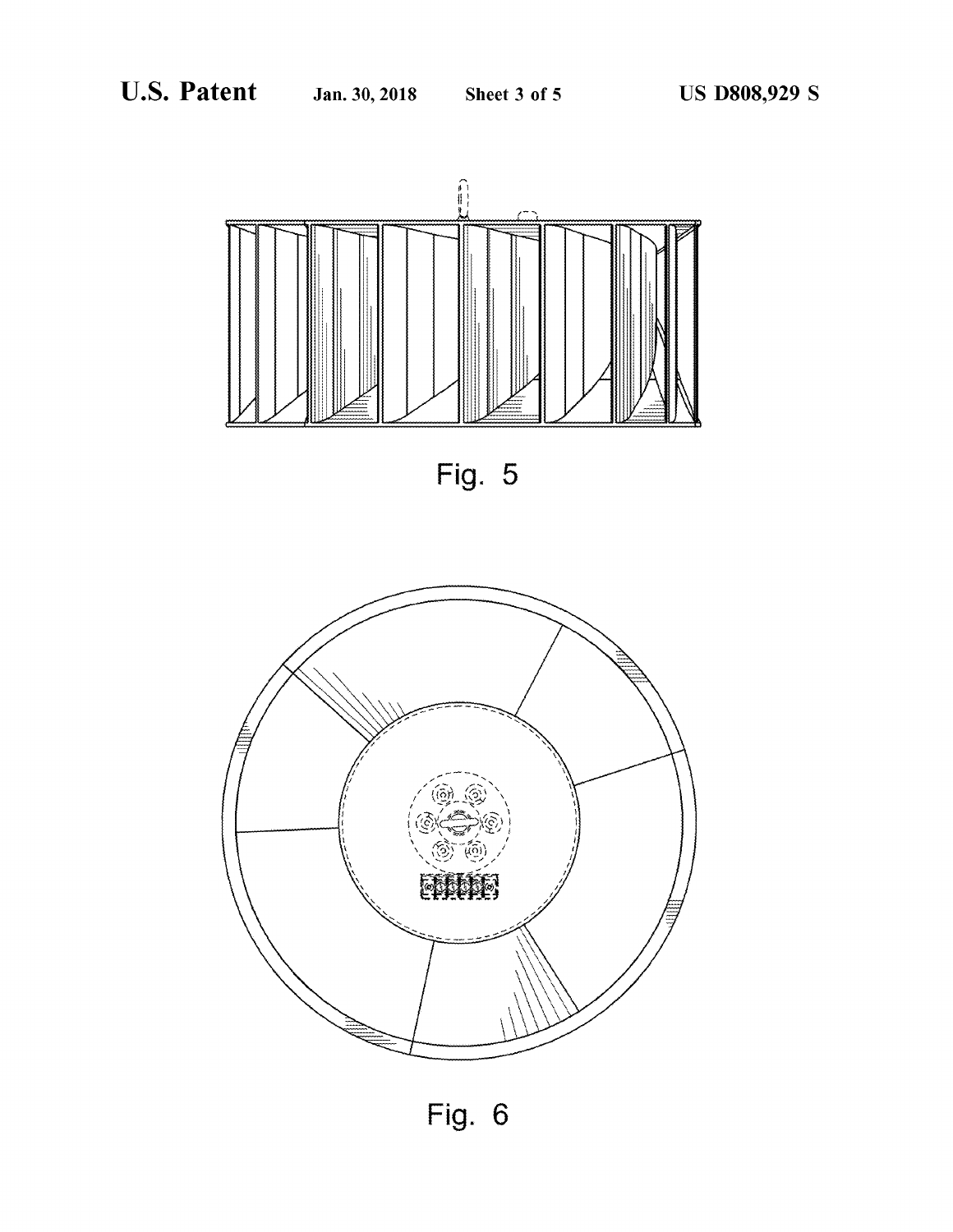Fig. 5

Fig. 6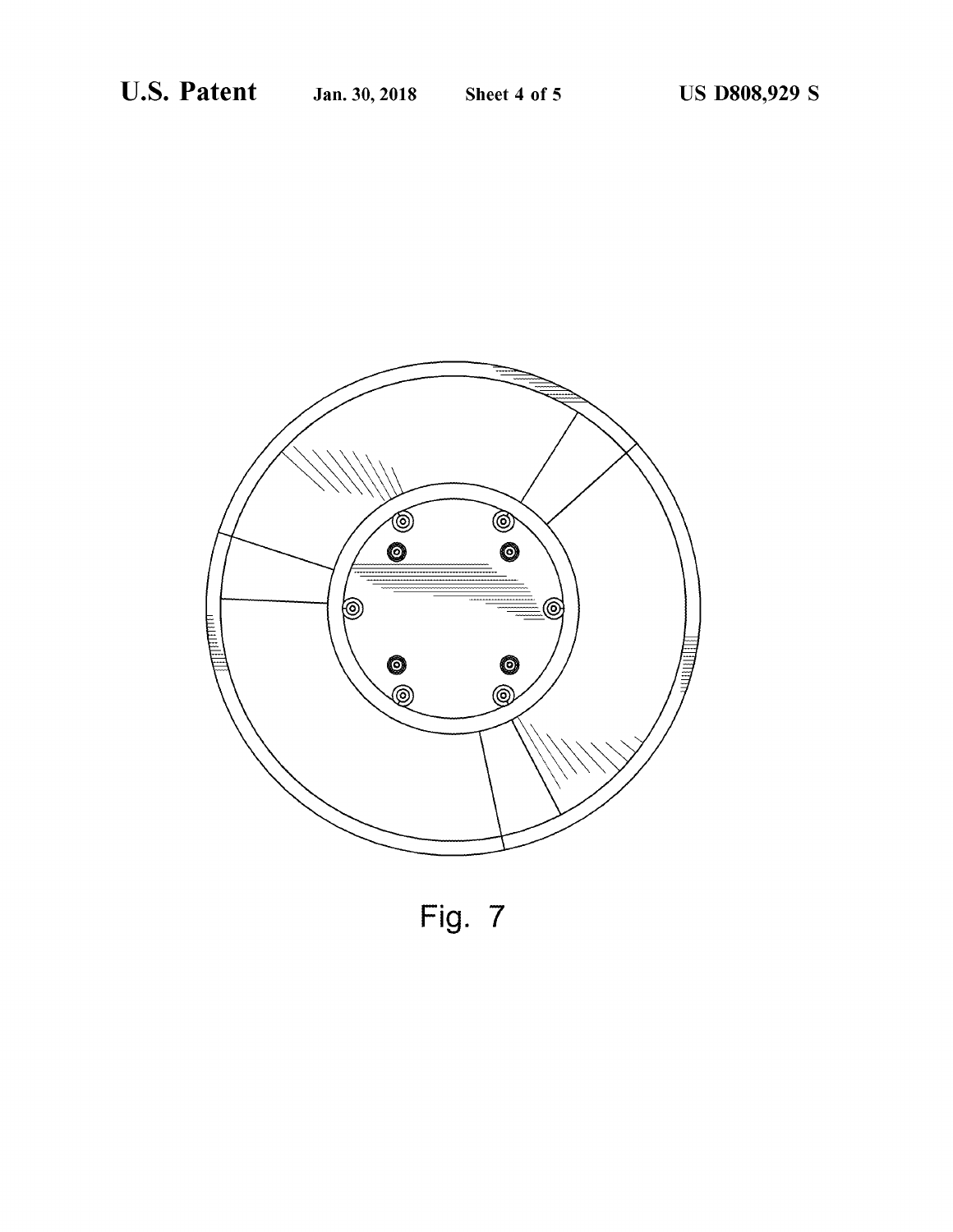Fig. 7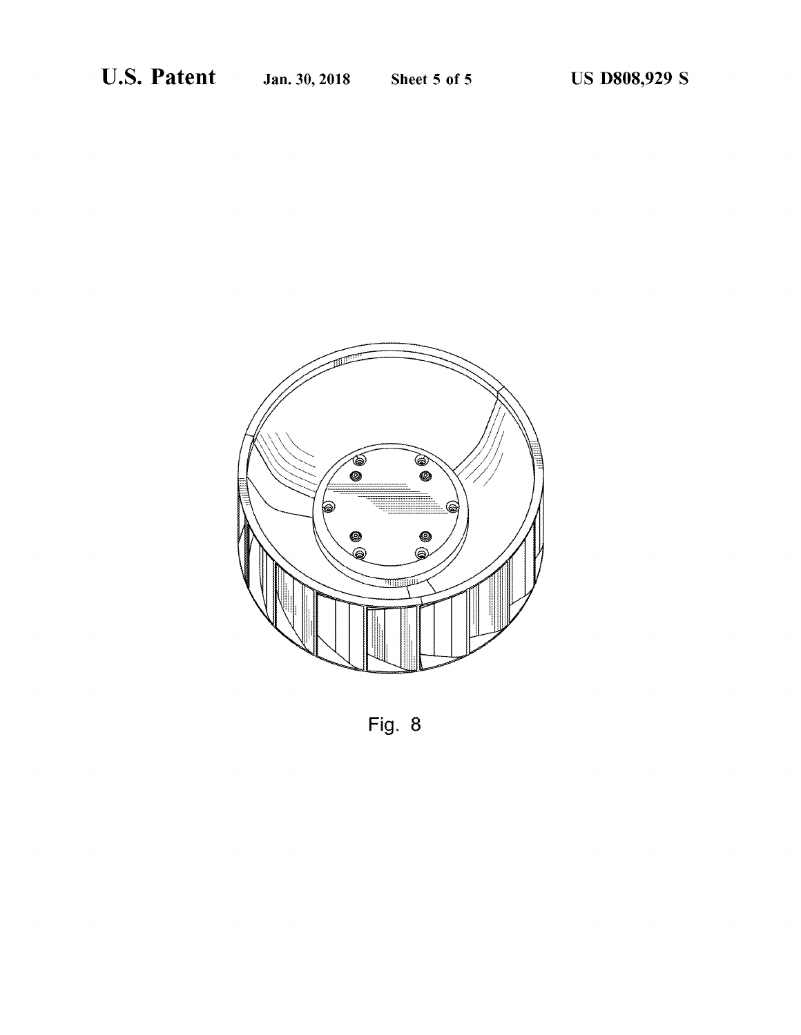Fig. 8